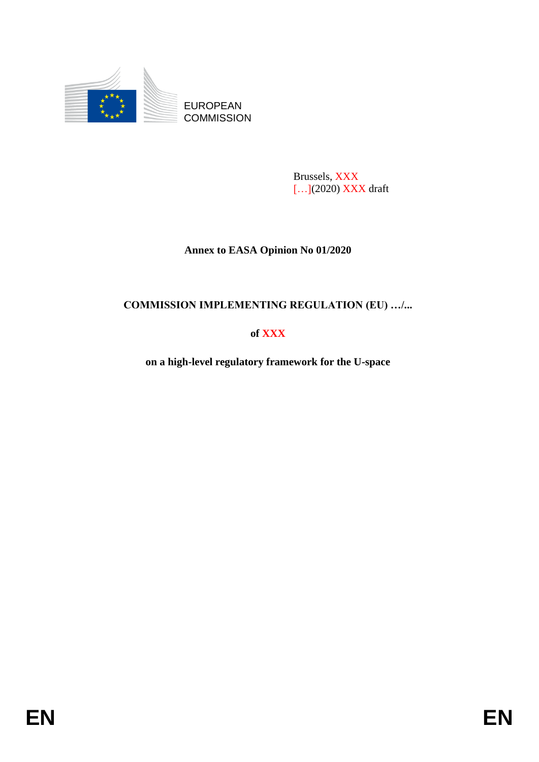EUROPEAN COMMISSION

Brussels, XXX
[…](2020) XXX draft

**Annex to EASA Opinion No 01/2020**

# COMMISSION IMPLEMENTING REGULATION (EU) …/...

**of XXX**

**on a high-level regulatory framework for the U-space**

EN EN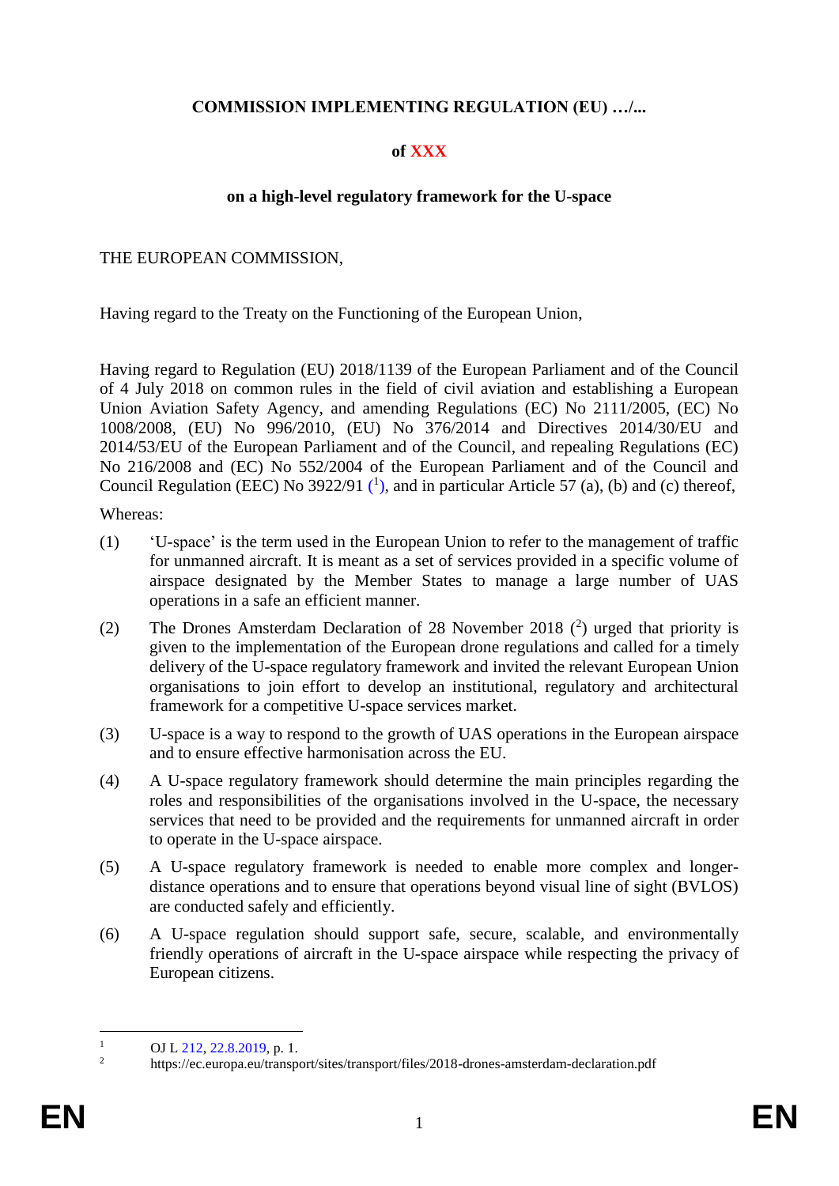**COMMISSION IMPLEMENTING REGULATION (EU) …/...**

**of XXX**

**on a high-level regulatory framework for the U-space**

THE EUROPEAN COMMISSION,

Having regard to the Treaty on the Functioning of the European Union,

Having regard to Regulation (EU) 2018/1139 of the European Parliament and of the Council of 4 July 2018 on common rules in the field of civil aviation and establishing a European Union Aviation Safety Agency, and amending Regulations (EC) No 2111/2005, (EC) No 1008/2008, (EU) No 996/2010, (EU) No 376/2014 and Directives 2014/30/EU and 2014/53/EU of the European Parliament and of the Council, and repealing Regulations (EC) No 216/2008 and (EC) No 552/2004 of the European Parliament and of the Council and Council Regulation (EEC) No 3922/91 ([1]), and in particular Article 57 (a), (b) and (c) thereof,

Whereas:

(1) 'U-space' is the term used in the European Union to refer to the management of traffic for unmanned aircraft. It is meant as a set of services provided in a specific volume of airspace designated by the Member States to manage a large number of UAS operations in a safe an efficient manner.

(2) The Drones Amsterdam Declaration of 28 November 2018 ([2]) urged that priority is given to the implementation of the European drone regulations and called for a timely delivery of the U-space regulatory framework and invited the relevant European Union organisations to join effort to develop an institutional, regulatory and architectural framework for a competitive U-space services market.

(3) U-space is a way to respond to the growth of UAS operations in the European airspace and to ensure effective harmonisation across the EU.

(4) A U-space regulatory framework should determine the main principles regarding the roles and responsibilities of the organisations involved in the U-space, the necessary services that need to be provided and the requirements for unmanned aircraft in order to operate in the U-space airspace.

(5) A U-space regulatory framework is needed to enable more complex and longer-distance operations and to ensure that operations beyond visual line of sight (BVLOS) are conducted safely and efficiently.

(6) A U-space regulation should support safe, secure, scalable, and environmentally friendly operations of aircraft in the U-space airspace while respecting the privacy of European citizens.

---

[1] OJ L 212, 22.8.2019, p. 1.

[2] https://ec.europa.eu/transport/sites/transport/files/2018-drones-amsterdam-declaration.pdf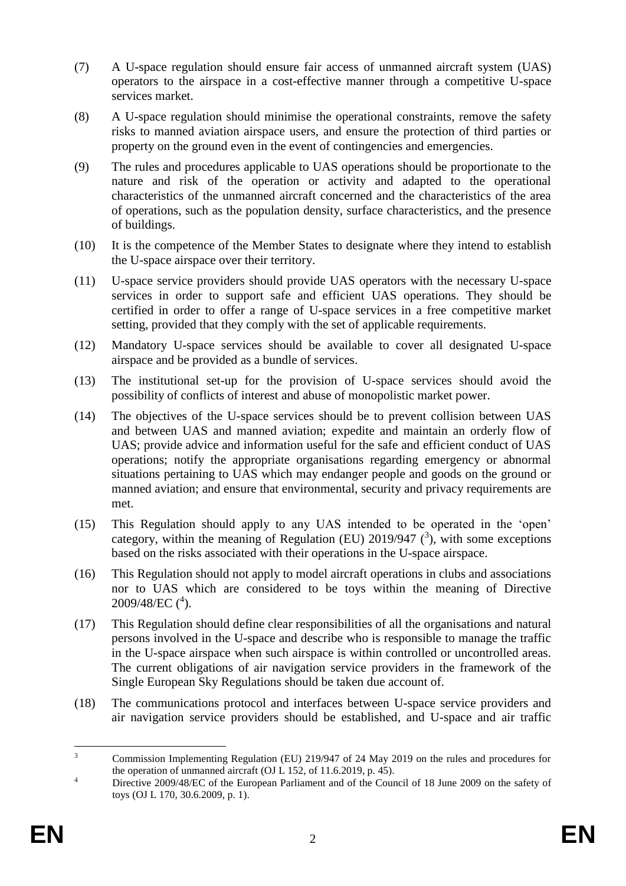(7) A U-space regulation should ensure fair access of unmanned aircraft system (UAS) operators to the airspace in a cost-effective manner through a competitive U-space services market.

(8) A U-space regulation should minimise the operational constraints, remove the safety risks to manned aviation airspace users, and ensure the protection of third parties or property on the ground even in the event of contingencies and emergencies.

(9) The rules and procedures applicable to UAS operations should be proportionate to the nature and risk of the operation or activity and adapted to the operational characteristics of the unmanned aircraft concerned and the characteristics of the area of operations, such as the population density, surface characteristics, and the presence of buildings.

(10) It is the competence of the Member States to designate where they intend to establish the U-space airspace over their territory.

(11) U-space service providers should provide UAS operators with the necessary U-space services in order to support safe and efficient UAS operations. They should be certified in order to offer a range of U-space services in a free competitive market setting, provided that they comply with the set of applicable requirements.

(12) Mandatory U-space services should be available to cover all designated U-space airspace and be provided as a bundle of services.

(13) The institutional set-up for the provision of U-space services should avoid the possibility of conflicts of interest and abuse of monopolistic market power.

(14) The objectives of the U-space services should be to prevent collision between UAS and between UAS and manned aviation; expedite and maintain an orderly flow of UAS; provide advice and information useful for the safe and efficient conduct of UAS operations; notify the appropriate organisations regarding emergency or abnormal situations pertaining to UAS which may endanger people and goods on the ground or manned aviation; and ensure that environmental, security and privacy requirements are met.

(15) This Regulation should apply to any UAS intended to be operated in the 'open' category, within the meaning of Regulation (EU) 2019/947 ([3]), with some exceptions based on the risks associated with their operations in the U-space airspace.

(16) This Regulation should not apply to model aircraft operations in clubs and associations nor to UAS which are considered to be toys within the meaning of Directive 2009/48/EC ([4]).

(17) This Regulation should define clear responsibilities of all the organisations and natural persons involved in the U-space and describe who is responsible to manage the traffic in the U-space airspace when such airspace is within controlled or uncontrolled areas. The current obligations of air navigation service providers in the framework of the Single European Sky Regulations should be taken due account of.

(18) The communications protocol and interfaces between U-space service providers and air navigation service providers should be established, and U-space and air traffic

---

[3] Commission Implementing Regulation (EU) 219/947 of 24 May 2019 on the rules and procedures for the operation of unmanned aircraft (OJ L 152, of 11.6.2019, p. 45).

[4] Directive 2009/48/EC of the European Parliament and of the Council of 18 June 2009 on the safety of toys (OJ L 170, 30.6.2009, p. 1).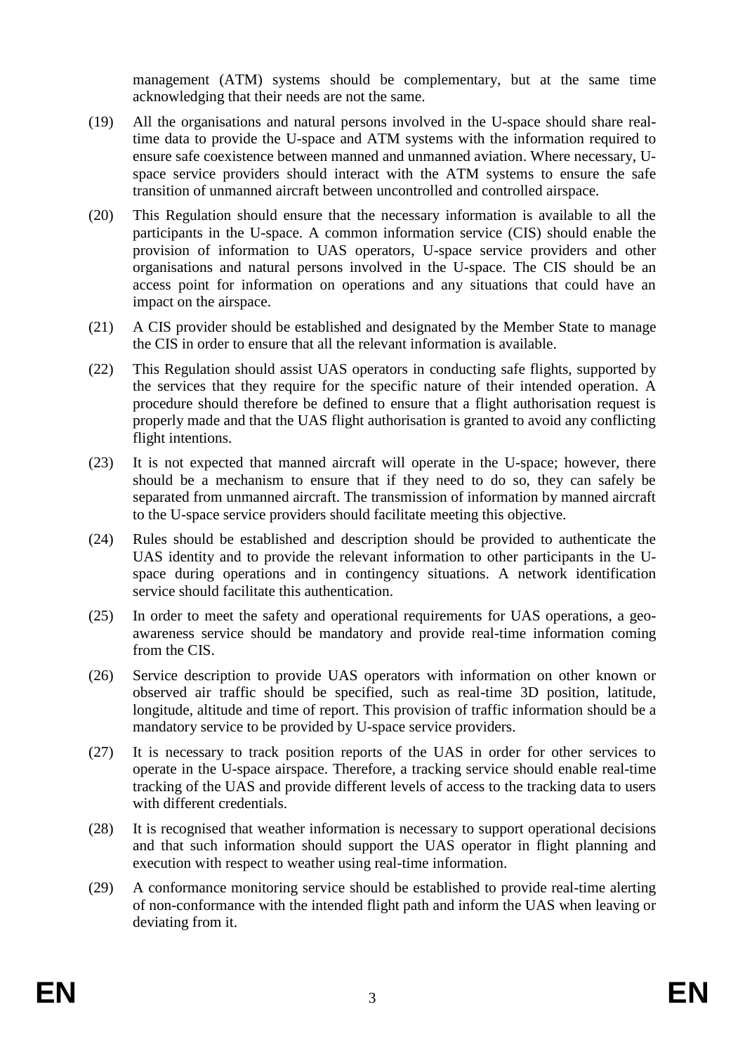management (ATM) systems should be complementary, but at the same time acknowledging that their needs are not the same.

(19) All the organisations and natural persons involved in the U-space should share real-time data to provide the U-space and ATM systems with the information required to ensure safe coexistence between manned and unmanned aviation. Where necessary, U-space service providers should interact with the ATM systems to ensure the safe transition of unmanned aircraft between uncontrolled and controlled airspace.

(20) This Regulation should ensure that the necessary information is available to all the participants in the U-space. A common information service (CIS) should enable the provision of information to UAS operators, U-space service providers and other organisations and natural persons involved in the U-space. The CIS should be an access point for information on operations and any situations that could have an impact on the airspace.

(21) A CIS provider should be established and designated by the Member State to manage the CIS in order to ensure that all the relevant information is available.

(22) This Regulation should assist UAS operators in conducting safe flights, supported by the services that they require for the specific nature of their intended operation. A procedure should therefore be defined to ensure that a flight authorisation request is properly made and that the UAS flight authorisation is granted to avoid any conflicting flight intentions.

(23) It is not expected that manned aircraft will operate in the U-space; however, there should be a mechanism to ensure that if they need to do so, they can safely be separated from unmanned aircraft. The transmission of information by manned aircraft to the U-space service providers should facilitate meeting this objective.

(24) Rules should be established and description should be provided to authenticate the UAS identity and to provide the relevant information to other participants in the U-space during operations and in contingency situations. A network identification service should facilitate this authentication.

(25) In order to meet the safety and operational requirements for UAS operations, a geo-awareness service should be mandatory and provide real-time information coming from the CIS.

(26) Service description to provide UAS operators with information on other known or observed air traffic should be specified, such as real-time 3D position, latitude, longitude, altitude and time of report. This provision of traffic information should be a mandatory service to be provided by U-space service providers.

(27) It is necessary to track position reports of the UAS in order for other services to operate in the U-space airspace. Therefore, a tracking service should enable real-time tracking of the UAS and provide different levels of access to the tracking data to users with different credentials.

(28) It is recognised that weather information is necessary to support operational decisions and that such information should support the UAS operator in flight planning and execution with respect to weather using real-time information.

(29) A conformance monitoring service should be established to provide real-time alerting of non-conformance with the intended flight path and inform the UAS when leaving or deviating from it.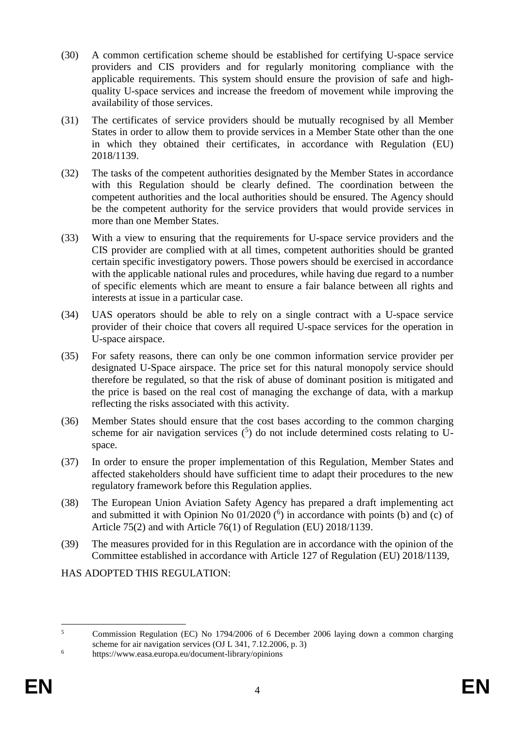(30) A common certification scheme should be established for certifying U-space service providers and CIS providers and for regularly monitoring compliance with the applicable requirements. This system should ensure the provision of safe and high-quality U-space services and increase the freedom of movement while improving the availability of those services.

(31) The certificates of service providers should be mutually recognised by all Member States in order to allow them to provide services in a Member State other than the one in which they obtained their certificates, in accordance with Regulation (EU) 2018/1139.

(32) The tasks of the competent authorities designated by the Member States in accordance with this Regulation should be clearly defined. The coordination between the competent authorities and the local authorities should be ensured. The Agency should be the competent authority for the service providers that would provide services in more than one Member States.

(33) With a view to ensuring that the requirements for U-space service providers and the CIS provider are complied with at all times, competent authorities should be granted certain specific investigatory powers. Those powers should be exercised in accordance with the applicable national rules and procedures, while having due regard to a number of specific elements which are meant to ensure a fair balance between all rights and interests at issue in a particular case.

(34) UAS operators should be able to rely on a single contract with a U-space service provider of their choice that covers all required U-space services for the operation in U-space airspace.

(35) For safety reasons, there can only be one common information service provider per designated U-Space airspace. The price set for this natural monopoly service should therefore be regulated, so that the risk of abuse of dominant position is mitigated and the price is based on the real cost of managing the exchange of data, with a markup reflecting the risks associated with this activity.

(36) Member States should ensure that the cost bases according to the common charging scheme for air navigation services ([5]) do not include determined costs relating to U-space.

(37) In order to ensure the proper implementation of this Regulation, Member States and affected stakeholders should have sufficient time to adapt their procedures to the new regulatory framework before this Regulation applies.

(38) The European Union Aviation Safety Agency has prepared a draft implementing act and submitted it with Opinion No 01/2020 ([6]) in accordance with points (b) and (c) of Article 75(2) and with Article 76(1) of Regulation (EU) 2018/1139.

(39) The measures provided for in this Regulation are in accordance with the opinion of the Committee established in accordance with Article 127 of Regulation (EU) 2018/1139,

HAS ADOPTED THIS REGULATION:

---

[5] Commission Regulation (EC) No 1794/2006 of 6 December 2006 laying down a common charging scheme for air navigation services (OJ L 341, 7.12.2006, p. 3)

[6] https://www.easa.europa.eu/document-library/opinions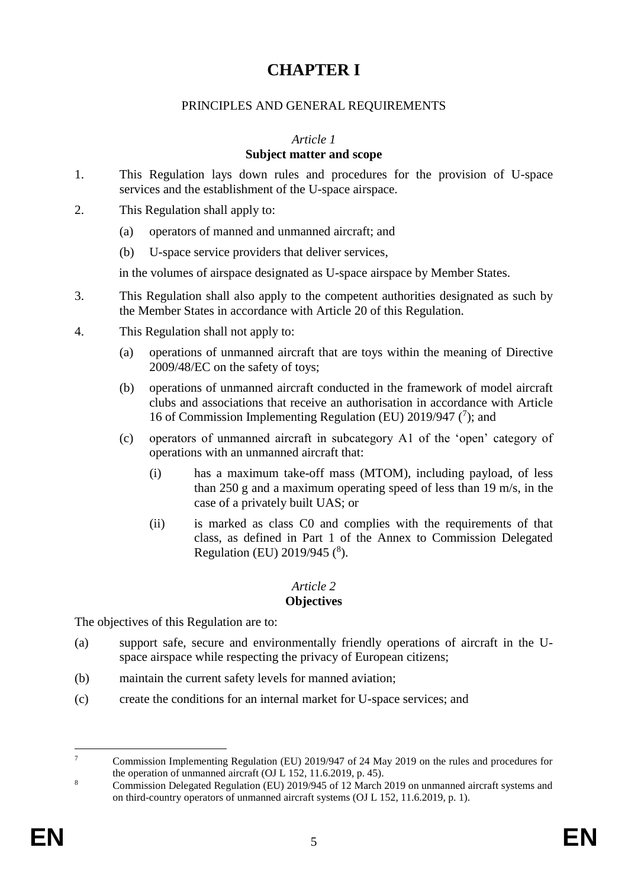# CHAPTER I

PRINCIPLES AND GENERAL REQUIREMENTS

*Article 1*

**Subject matter and scope**

1. This Regulation lays down rules and procedures for the provision of U-space services and the establishment of the U-space airspace.

2. This Regulation shall apply to:

   (a) operators of manned and unmanned aircraft; and

   (b) U-space service providers that deliver services,

   in the volumes of airspace designated as U-space airspace by Member States.

3. This Regulation shall also apply to the competent authorities designated as such by the Member States in accordance with Article 20 of this Regulation.

4. This Regulation shall not apply to:

   (a) operations of unmanned aircraft that are toys within the meaning of Directive 2009/48/EC on the safety of toys;

   (b) operations of unmanned aircraft conducted in the framework of model aircraft clubs and associations that receive an authorisation in accordance with Article 16 of Commission Implementing Regulation (EU) 2019/947 ([7]); and

   (c) operators of unmanned aircraft in subcategory A1 of the 'open' category of operations with an unmanned aircraft that:

      (i) has a maximum take-off mass (MTOM), including payload, of less than 250 g and a maximum operating speed of less than 19 m/s, in the case of a privately built UAS; or

      (ii) is marked as class C0 and complies with the requirements of that class, as defined in Part 1 of the Annex to Commission Delegated Regulation (EU) 2019/945 ([8]).

*Article 2*

**Objectives**

The objectives of this Regulation are to:

(a) support safe, secure and environmentally friendly operations of aircraft in the U-space airspace while respecting the privacy of European citizens;

(b) maintain the current safety levels for manned aviation;

(c) create the conditions for an internal market for U-space services; and

---

[7] Commission Implementing Regulation (EU) 2019/947 of 24 May 2019 on the rules and procedures for the operation of unmanned aircraft (OJ L 152, 11.6.2019, p. 45).

[8] Commission Delegated Regulation (EU) 2019/945 of 12 March 2019 on unmanned aircraft systems and on third-country operators of unmanned aircraft systems (OJ L 152, 11.6.2019, p. 1).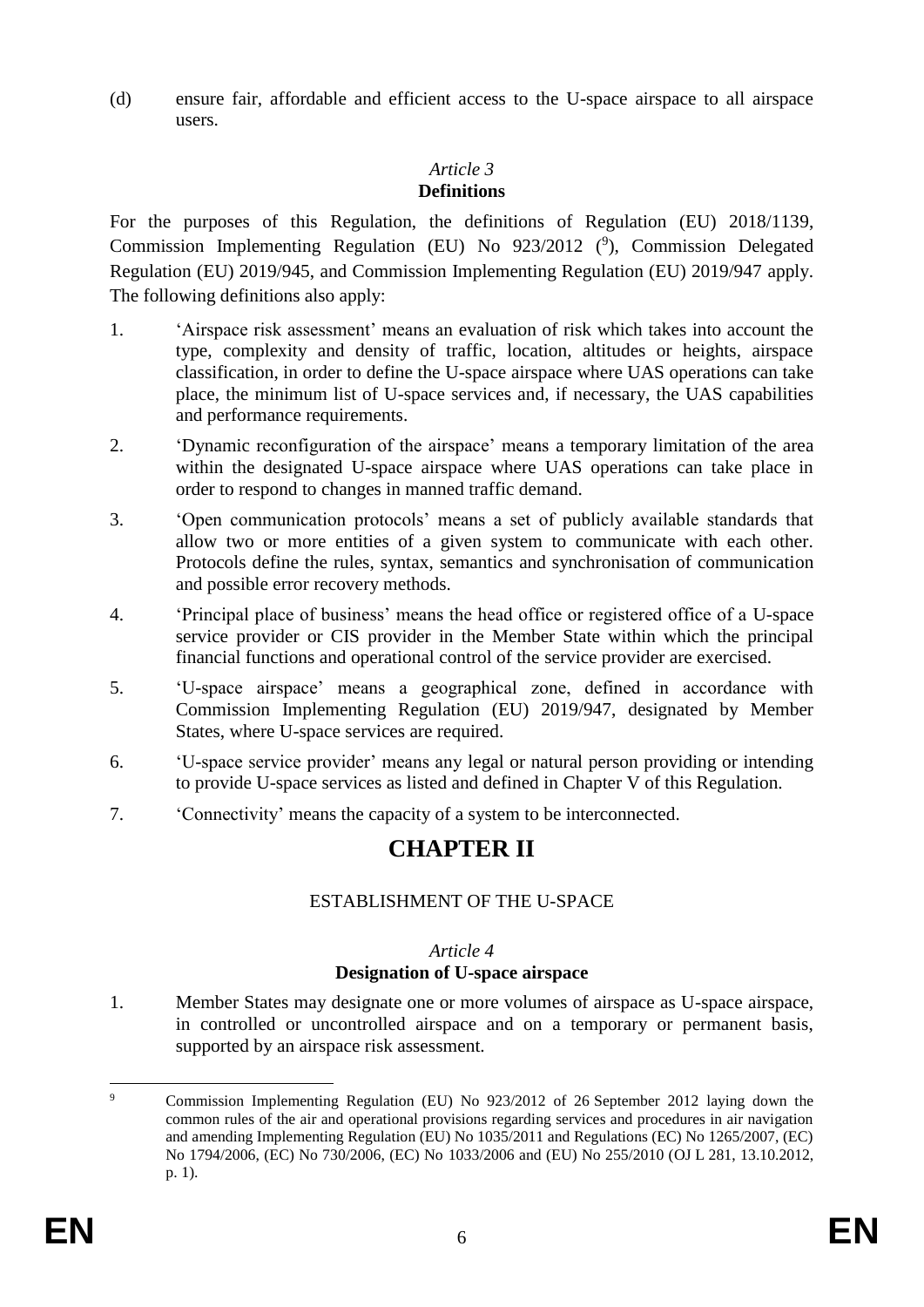(d) ensure fair, affordable and efficient access to the U-space airspace to all airspace users.

*Article 3*

**Definitions**

For the purposes of this Regulation, the definitions of Regulation (EU) 2018/1139, Commission Implementing Regulation (EU) No 923/2012 ([9]), Commission Delegated Regulation (EU) 2019/945, and Commission Implementing Regulation (EU) 2019/947 apply. The following definitions also apply:

1. 'Airspace risk assessment' means an evaluation of risk which takes into account the type, complexity and density of traffic, location, altitudes or heights, airspace classification, in order to define the U-space airspace where UAS operations can take place, the minimum list of U-space services and, if necessary, the UAS capabilities and performance requirements.

2. 'Dynamic reconfiguration of the airspace' means a temporary limitation of the area within the designated U-space airspace where UAS operations can take place in order to respond to changes in manned traffic demand.

3. 'Open communication protocols' means a set of publicly available standards that allow two or more entities of a given system to communicate with each other. Protocols define the rules, syntax, semantics and synchronisation of communication and possible error recovery methods.

4. 'Principal place of business' means the head office or registered office of a U-space service provider or CIS provider in the Member State within which the principal financial functions and operational control of the service provider are exercised.

5. 'U-space airspace' means a geographical zone, defined in accordance with Commission Implementing Regulation (EU) 2019/947, designated by Member States, where U-space services are required.

6. 'U-space service provider' means any legal or natural person providing or intending to provide U-space services as listed and defined in Chapter V of this Regulation.

7. 'Connectivity' means the capacity of a system to be interconnected.

# CHAPTER II

## ESTABLISHMENT OF THE U-SPACE

*Article 4*

**Designation of U-space airspace**

1. Member States may designate one or more volumes of airspace as U-space airspace, in controlled or uncontrolled airspace and on a temporary or permanent basis, supported by an airspace risk assessment.

---

[9] Commission Implementing Regulation (EU) No 923/2012 of 26 September 2012 laying down the common rules of the air and operational provisions regarding services and procedures in air navigation and amending Implementing Regulation (EU) No 1035/2011 and Regulations (EC) No 1265/2007, (EC) No 1794/2006, (EC) No 730/2006, (EC) No 1033/2006 and (EU) No 255/2010 (OJ L 281, 13.10.2012, p. 1).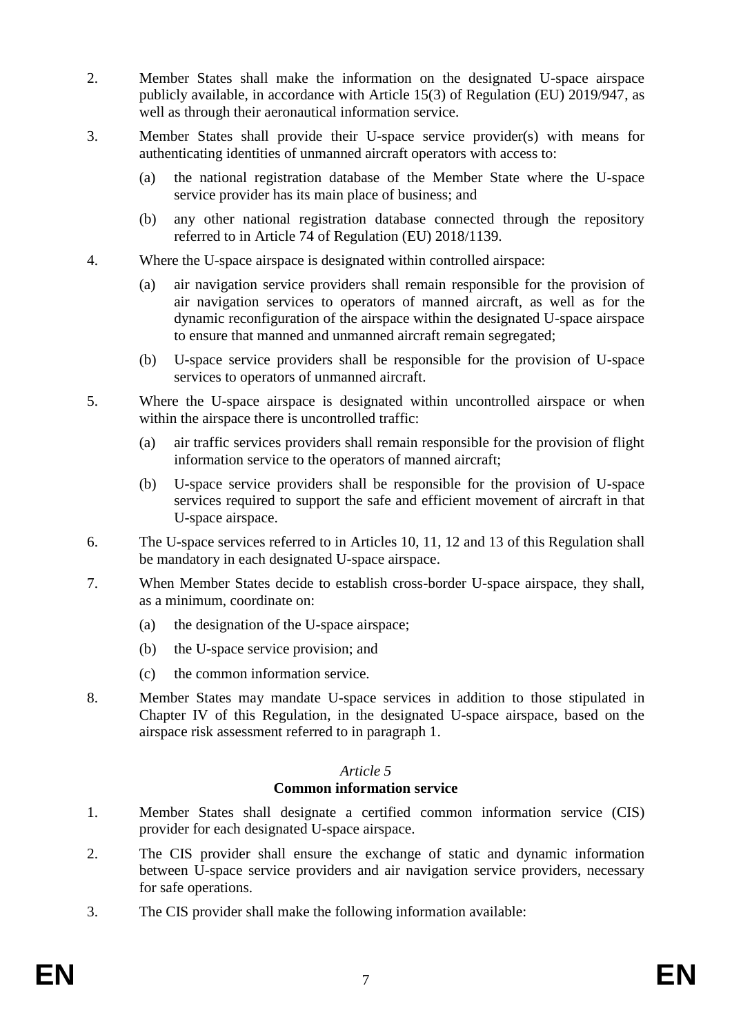2. Member States shall make the information on the designated U-space airspace publicly available, in accordance with Article 15(3) of Regulation (EU) 2019/947, as well as through their aeronautical information service.

3. Member States shall provide their U-space service provider(s) with means for authenticating identities of unmanned aircraft operators with access to:

   (a) the national registration database of the Member State where the U-space service provider has its main place of business; and

   (b) any other national registration database connected through the repository referred to in Article 74 of Regulation (EU) 2018/1139.

4. Where the U-space airspace is designated within controlled airspace:

   (a) air navigation service providers shall remain responsible for the provision of air navigation services to operators of manned aircraft, as well as for the dynamic reconfiguration of the airspace within the designated U-space airspace to ensure that manned and unmanned aircraft remain segregated;

   (b) U-space service providers shall be responsible for the provision of U-space services to operators of unmanned aircraft.

5. Where the U-space airspace is designated within uncontrolled airspace or when within the airspace there is uncontrolled traffic:

   (a) air traffic services providers shall remain responsible for the provision of flight information service to the operators of manned aircraft;

   (b) U-space service providers shall be responsible for the provision of U-space services required to support the safe and efficient movement of aircraft in that U-space airspace.

6. The U-space services referred to in Articles 10, 11, 12 and 13 of this Regulation shall be mandatory in each designated U-space airspace.

7. When Member States decide to establish cross-border U-space airspace, they shall, as a minimum, coordinate on:

   (a) the designation of the U-space airspace;

   (b) the U-space service provision; and

   (c) the common information service.

8. Member States may mandate U-space services in addition to those stipulated in Chapter IV of this Regulation, in the designated U-space airspace, based on the airspace risk assessment referred to in paragraph 1.

*Article 5*

**Common information service**

1. Member States shall designate a certified common information service (CIS) provider for each designated U-space airspace.

2. The CIS provider shall ensure the exchange of static and dynamic information between U-space service providers and air navigation service providers, necessary for safe operations.

3. The CIS provider shall make the following information available: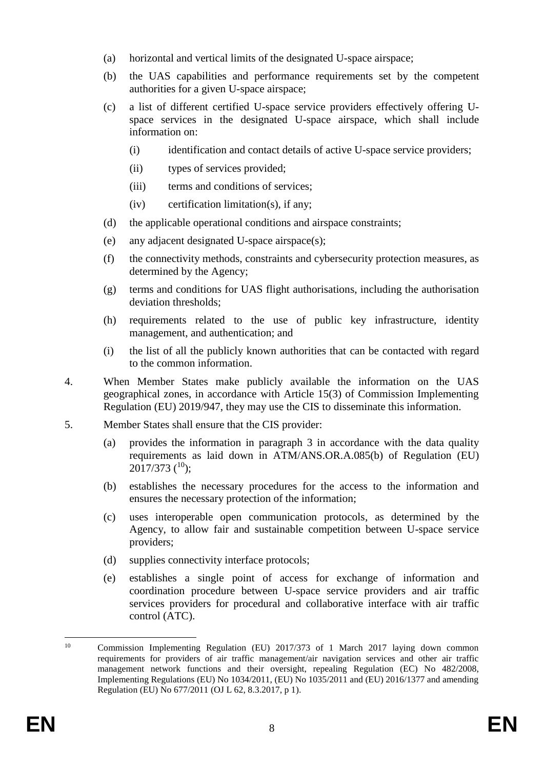(a) horizontal and vertical limits of the designated U-space airspace;

(b) the UAS capabilities and performance requirements set by the competent authorities for a given U-space airspace;

(c) a list of different certified U-space service providers effectively offering U-space services in the designated U-space airspace, which shall include information on:

   (i) identification and contact details of active U-space service providers;

   (ii) types of services provided;

   (iii) terms and conditions of services;

   (iv) certification limitation(s), if any;

(d) the applicable operational conditions and airspace constraints;

(e) any adjacent designated U-space airspace(s);

(f) the connectivity methods, constraints and cybersecurity protection measures, as determined by the Agency;

(g) terms and conditions for UAS flight authorisations, including the authorisation deviation thresholds;

(h) requirements related to the use of public key infrastructure, identity management, and authentication; and

(i) the list of all the publicly known authorities that can be contacted with regard to the common information.

4. When Member States make publicly available the information on the UAS geographical zones, in accordance with Article 15(3) of Commission Implementing Regulation (EU) 2019/947, they may use the CIS to disseminate this information.

5. Member States shall ensure that the CIS provider:

(a) provides the information in paragraph 3 in accordance with the data quality requirements as laid down in ATM/ANS.OR.A.085(b) of Regulation (EU) 2017/373 ([10]);

(b) establishes the necessary procedures for the access to the information and ensures the necessary protection of the information;

(c) uses interoperable open communication protocols, as determined by the Agency, to allow fair and sustainable competition between U-space service providers;

(d) supplies connectivity interface protocols;

(e) establishes a single point of access for exchange of information and coordination procedure between U-space service providers and air traffic services providers for procedural and collaborative interface with air traffic control (ATC).

---

[10] Commission Implementing Regulation (EU) 2017/373 of 1 March 2017 laying down common requirements for providers of air traffic management/air navigation services and other air traffic management network functions and their oversight, repealing Regulation (EC) No 482/2008, Implementing Regulations (EU) No 1034/2011, (EU) No 1035/2011 and (EU) 2016/1377 and amending Regulation (EU) No 677/2011 (OJ L 62, 8.3.2017, p 1).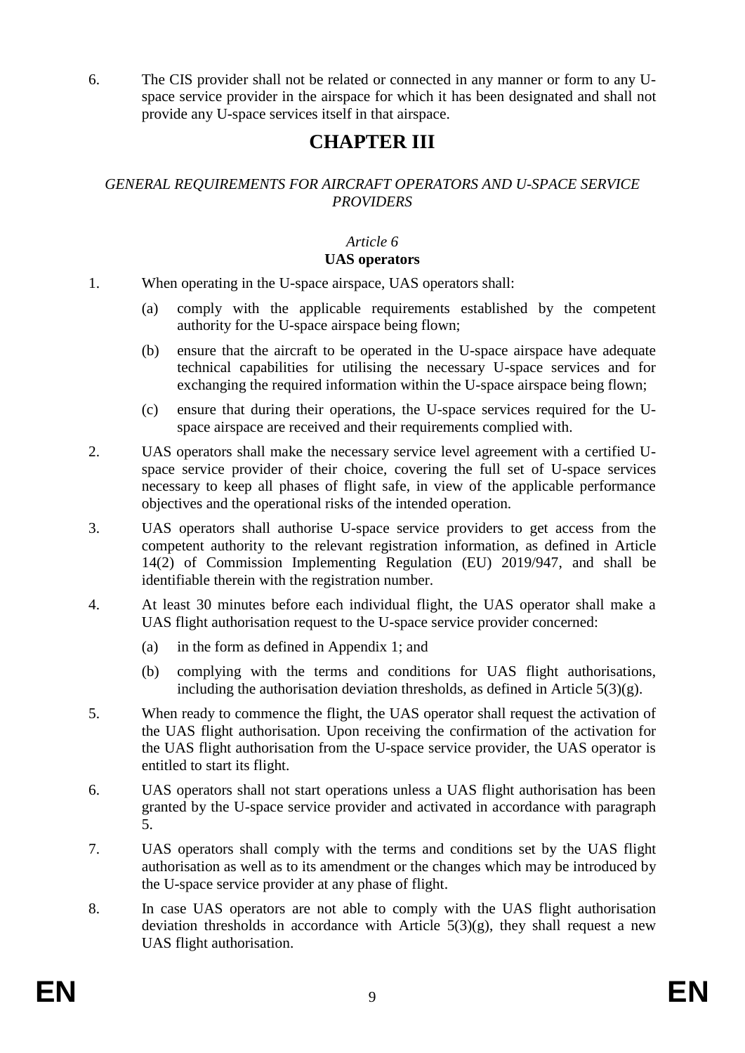6. The CIS provider shall not be related or connected in any manner or form to any U-space service provider in the airspace for which it has been designated and shall not provide any U-space services itself in that airspace.

# CHAPTER III

*GENERAL REQUIREMENTS FOR AIRCRAFT OPERATORS AND U-SPACE SERVICE PROVIDERS*

## *Article 6*
## UAS operators

1. When operating in the U-space airspace, UAS operators shall:

   (a) comply with the applicable requirements established by the competent authority for the U-space airspace being flown;

   (b) ensure that the aircraft to be operated in the U-space airspace have adequate technical capabilities for utilising the necessary U-space services and for exchanging the required information within the U-space airspace being flown;

   (c) ensure that during their operations, the U-space services required for the U-space airspace are received and their requirements complied with.

2. UAS operators shall make the necessary service level agreement with a certified U-space service provider of their choice, covering the full set of U-space services necessary to keep all phases of flight safe, in view of the applicable performance objectives and the operational risks of the intended operation.

3. UAS operators shall authorise U-space service providers to get access from the competent authority to the relevant registration information, as defined in Article 14(2) of Commission Implementing Regulation (EU) 2019/947, and shall be identifiable therein with the registration number.

4. At least 30 minutes before each individual flight, the UAS operator shall make a UAS flight authorisation request to the U-space service provider concerned:

   (a) in the form as defined in Appendix 1; and

   (b) complying with the terms and conditions for UAS flight authorisations, including the authorisation deviation thresholds, as defined in Article 5(3)(g).

5. When ready to commence the flight, the UAS operator shall request the activation of the UAS flight authorisation. Upon receiving the confirmation of the activation for the UAS flight authorisation from the U-space service provider, the UAS operator is entitled to start its flight.

6. UAS operators shall not start operations unless a UAS flight authorisation has been granted by the U-space service provider and activated in accordance with paragraph 5.

7. UAS operators shall comply with the terms and conditions set by the UAS flight authorisation as well as to its amendment or the changes which may be introduced by the U-space service provider at any phase of flight.

8. In case UAS operators are not able to comply with the UAS flight authorisation deviation thresholds in accordance with Article 5(3)(g), they shall request a new UAS flight authorisation.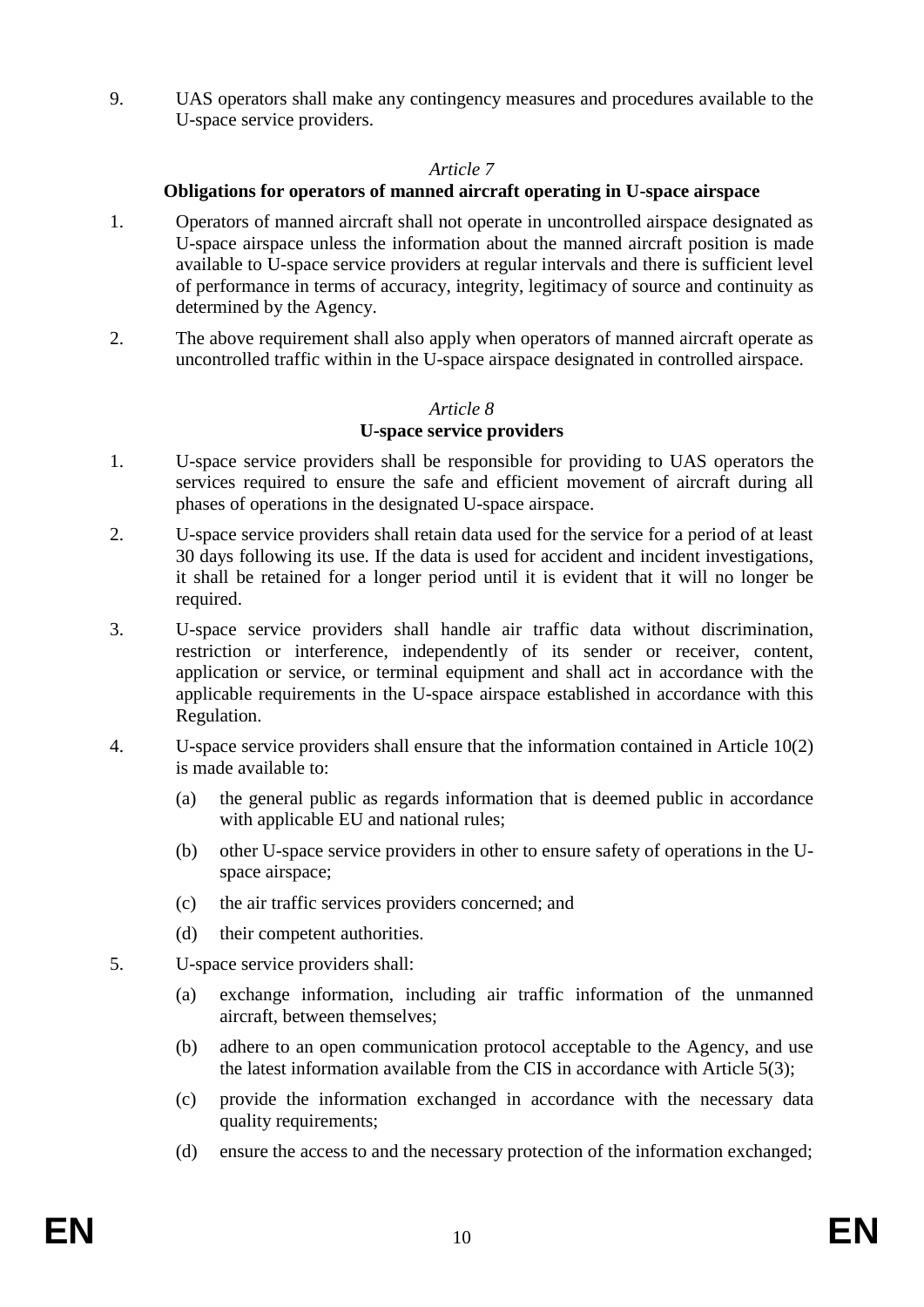9. UAS operators shall make any contingency measures and procedures available to the U-space service providers.

*Article 7*

**Obligations for operators of manned aircraft operating in U-space airspace**

1. Operators of manned aircraft shall not operate in uncontrolled airspace designated as U-space airspace unless the information about the manned aircraft position is made available to U-space service providers at regular intervals and there is sufficient level of performance in terms of accuracy, integrity, legitimacy of source and continuity as determined by the Agency.

2. The above requirement shall also apply when operators of manned aircraft operate as uncontrolled traffic within in the U-space airspace designated in controlled airspace.

*Article 8*

**U-space service providers**

1. U-space service providers shall be responsible for providing to UAS operators the services required to ensure the safe and efficient movement of aircraft during all phases of operations in the designated U-space airspace.

2. U-space service providers shall retain data used for the service for a period of at least 30 days following its use. If the data is used for accident and incident investigations, it shall be retained for a longer period until it is evident that it will no longer be required.

3. U-space service providers shall handle air traffic data without discrimination, restriction or interference, independently of its sender or receiver, content, application or service, or terminal equipment and shall act in accordance with the applicable requirements in the U-space airspace established in accordance with this Regulation.

4. U-space service providers shall ensure that the information contained in Article 10(2) is made available to:

   (a) the general public as regards information that is deemed public in accordance with applicable EU and national rules;

   (b) other U-space service providers in other to ensure safety of operations in the U-space airspace;

   (c) the air traffic services providers concerned; and

   (d) their competent authorities.

5. U-space service providers shall:

   (a) exchange information, including air traffic information of the unmanned aircraft, between themselves;

   (b) adhere to an open communication protocol acceptable to the Agency, and use the latest information available from the CIS in accordance with Article 5(3);

   (c) provide the information exchanged in accordance with the necessary data quality requirements;

   (d) ensure the access to and the necessary protection of the information exchanged;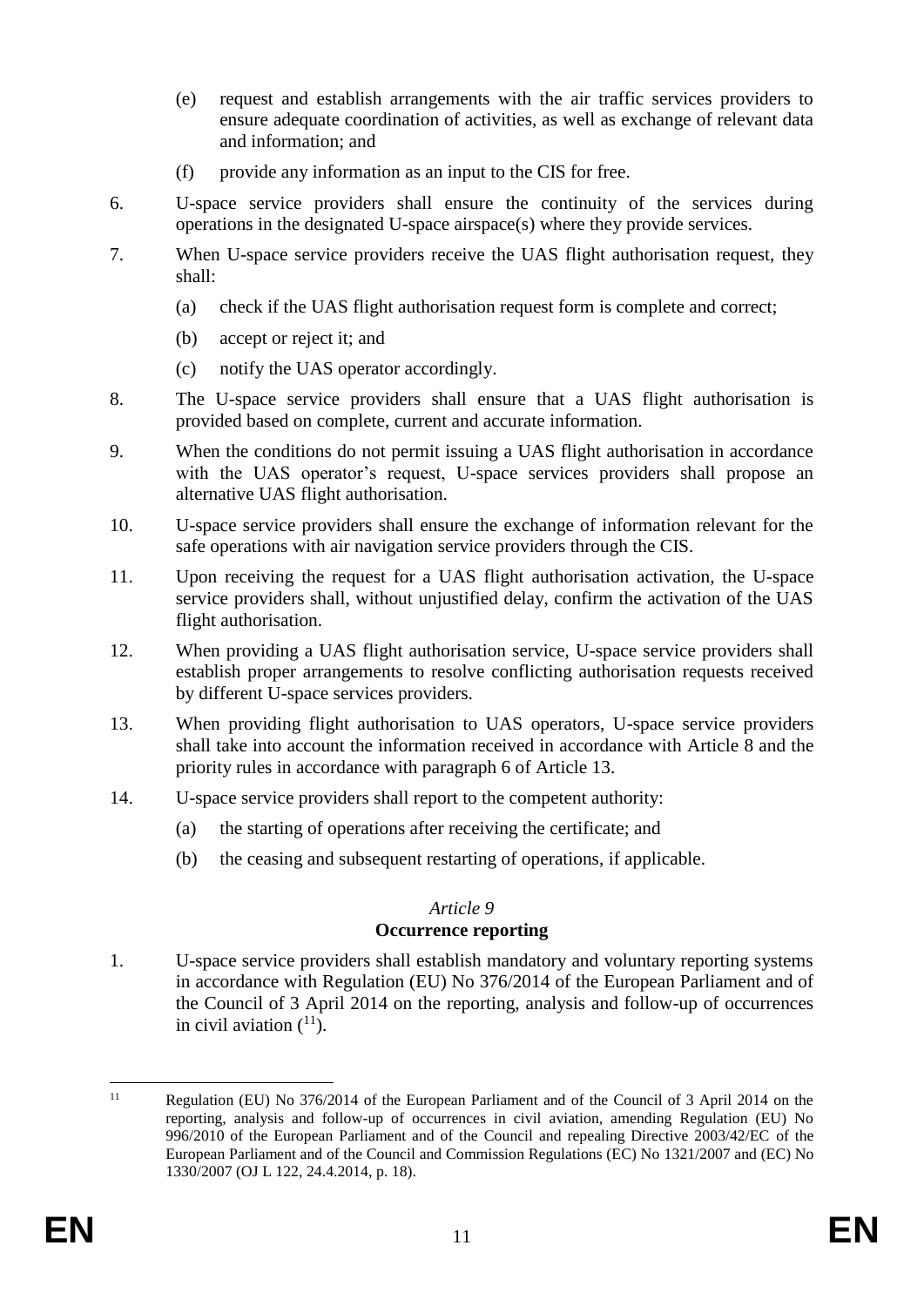(e) request and establish arrangements with the air traffic services providers to ensure adequate coordination of activities, as well as exchange of relevant data and information; and

(f) provide any information as an input to the CIS for free.

6. U-space service providers shall ensure the continuity of the services during operations in the designated U-space airspace(s) where they provide services.

7. When U-space service providers receive the UAS flight authorisation request, they shall:

   (a) check if the UAS flight authorisation request form is complete and correct;

   (b) accept or reject it; and

   (c) notify the UAS operator accordingly.

8. The U-space service providers shall ensure that a UAS flight authorisation is provided based on complete, current and accurate information.

9. When the conditions do not permit issuing a UAS flight authorisation in accordance with the UAS operator's request, U-space services providers shall propose an alternative UAS flight authorisation.

10. U-space service providers shall ensure the exchange of information relevant for the safe operations with air navigation service providers through the CIS.

11. Upon receiving the request for a UAS flight authorisation activation, the U-space service providers shall, without unjustified delay, confirm the activation of the UAS flight authorisation.

12. When providing a UAS flight authorisation service, U-space service providers shall establish proper arrangements to resolve conflicting authorisation requests received by different U-space services providers.

13. When providing flight authorisation to UAS operators, U-space service providers shall take into account the information received in accordance with Article 8 and the priority rules in accordance with paragraph 6 of Article 13.

14. U-space service providers shall report to the competent authority:

   (a) the starting of operations after receiving the certificate; and

   (b) the ceasing and subsequent restarting of operations, if applicable.

*Article 9*

**Occurrence reporting**

1. U-space service providers shall establish mandatory and voluntary reporting systems in accordance with Regulation (EU) No 376/2014 of the European Parliament and of the Council of 3 April 2014 on the reporting, analysis and follow-up of occurrences in civil aviation ([11]).

---

[11] Regulation (EU) No 376/2014 of the European Parliament and of the Council of 3 April 2014 on the reporting, analysis and follow-up of occurrences in civil aviation, amending Regulation (EU) No 996/2010 of the European Parliament and of the Council and repealing Directive 2003/42/EC of the European Parliament and of the Council and Commission Regulations (EC) No 1321/2007 and (EC) No 1330/2007 (OJ L 122, 24.4.2014, p. 18).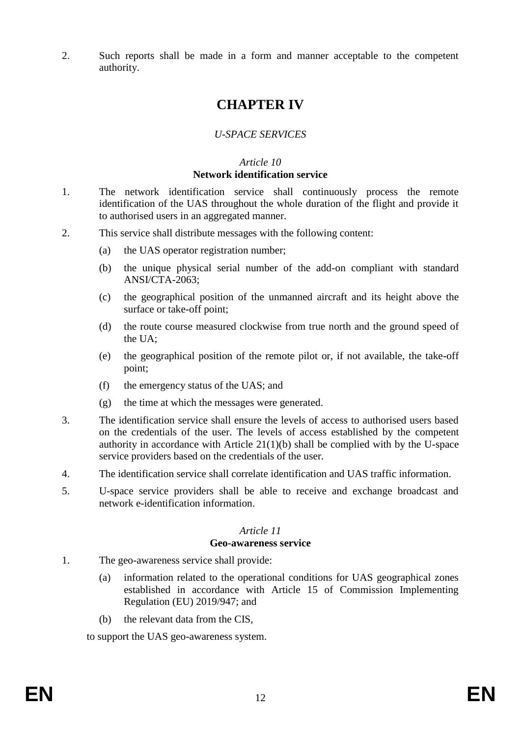2. Such reports shall be made in a form and manner acceptable to the competent authority.

# CHAPTER IV

*U-SPACE SERVICES*

### *Article 10*
### **Network identification service**

1. The network identification service shall continuously process the remote identification of the UAS throughout the whole duration of the flight and provide it to authorised users in an aggregated manner.

2. This service shall distribute messages with the following content:

   (a) the UAS operator registration number;

   (b) the unique physical serial number of the add-on compliant with standard ANSI/CTA-2063;

   (c) the geographical position of the unmanned aircraft and its height above the surface or take-off point;

   (d) the route course measured clockwise from true north and the ground speed of the UA;

   (e) the geographical position of the remote pilot or, if not available, the take-off point;

   (f) the emergency status of the UAS; and

   (g) the time at which the messages were generated.

3. The identification service shall ensure the levels of access to authorised users based on the credentials of the user. The levels of access established by the competent authority in accordance with Article 21(1)(b) shall be complied with by the U-space service providers based on the credentials of the user.

4. The identification service shall correlate identification and UAS traffic information.

5. U-space service providers shall be able to receive and exchange broadcast and network e-identification information.

### *Article 11*
### **Geo-awareness service**

1. The geo-awareness service shall provide:

   (a) information related to the operational conditions for UAS geographical zones established in accordance with Article 15 of Commission Implementing Regulation (EU) 2019/947; and

   (b) the relevant data from the CIS,

   to support the UAS geo-awareness system.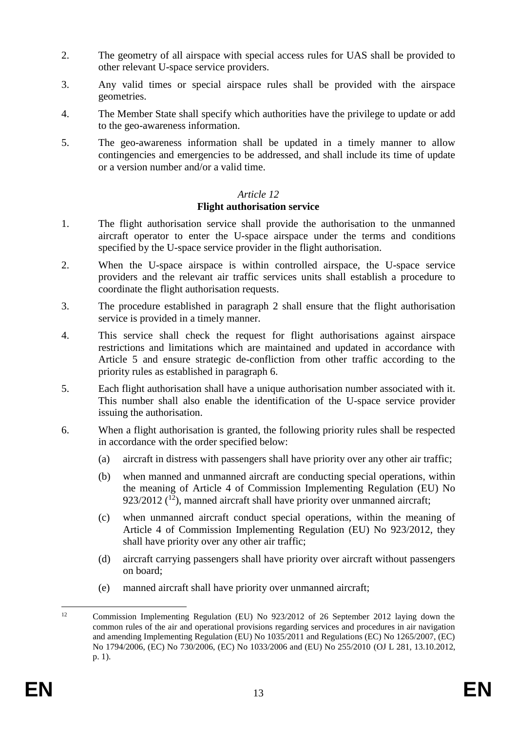2. The geometry of all airspace with special access rules for UAS shall be provided to other relevant U-space service providers.

3. Any valid times or special airspace rules shall be provided with the airspace geometries.

4. The Member State shall specify which authorities have the privilege to update or add to the geo-awareness information.

5. The geo-awareness information shall be updated in a timely manner to allow contingencies and emergencies to be addressed, and shall include its time of update or a version number and/or a valid time.

*Article 12*

**Flight authorisation service**

1. The flight authorisation service shall provide the authorisation to the unmanned aircraft operator to enter the U-space airspace under the terms and conditions specified by the U-space service provider in the flight authorisation.

2. When the U-space airspace is within controlled airspace, the U-space service providers and the relevant air traffic services units shall establish a procedure to coordinate the flight authorisation requests.

3. The procedure established in paragraph 2 shall ensure that the flight authorisation service is provided in a timely manner.

4. This service shall check the request for flight authorisations against airspace restrictions and limitations which are maintained and updated in accordance with Article 5 and ensure strategic de-confliction from other traffic according to the priority rules as established in paragraph 6.

5. Each flight authorisation shall have a unique authorisation number associated with it. This number shall also enable the identification of the U-space service provider issuing the authorisation.

6. When a flight authorisation is granted, the following priority rules shall be respected in accordance with the order specified below:

   (a) aircraft in distress with passengers shall have priority over any other air traffic;

   (b) when manned and unmanned aircraft are conducting special operations, within the meaning of Article 4 of Commission Implementing Regulation (EU) No 923/2012 ([12]), manned aircraft shall have priority over unmanned aircraft;

   (c) when unmanned aircraft conduct special operations, within the meaning of Article 4 of Commission Implementing Regulation (EU) No 923/2012, they shall have priority over any other air traffic;

   (d) aircraft carrying passengers shall have priority over aircraft without passengers on board;

   (e) manned aircraft shall have priority over unmanned aircraft;

---

[12] Commission Implementing Regulation (EU) No 923/2012 of 26 September 2012 laying down the common rules of the air and operational provisions regarding services and procedures in air navigation and amending Implementing Regulation (EU) No 1035/2011 and Regulations (EC) No 1265/2007, (EC) No 1794/2006, (EC) No 730/2006, (EC) No 1033/2006 and (EU) No 255/2010 (OJ L 281, 13.10.2012, p. 1).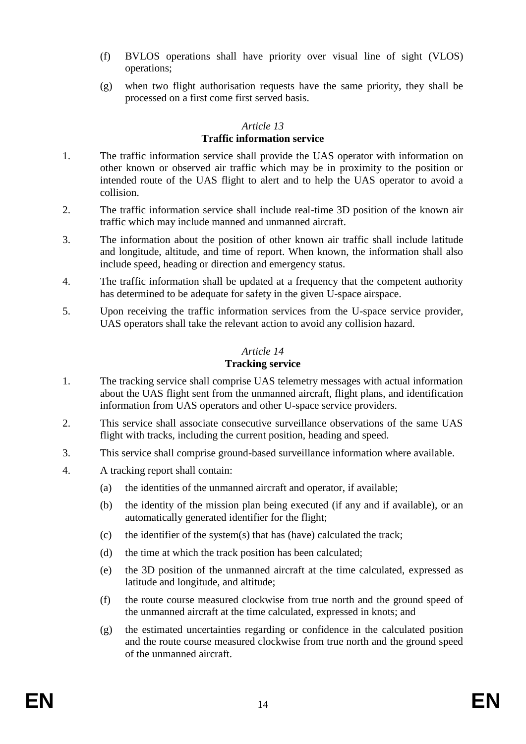(f) BVLOS operations shall have priority over visual line of sight (VLOS) operations;

(g) when two flight authorisation requests have the same priority, they shall be processed on a first come first served basis.

*Article 13*

**Traffic information service**

1. The traffic information service shall provide the UAS operator with information on other known or observed air traffic which may be in proximity to the position or intended route of the UAS flight to alert and to help the UAS operator to avoid a collision.

2. The traffic information service shall include real-time 3D position of the known air traffic which may include manned and unmanned aircraft.

3. The information about the position of other known air traffic shall include latitude and longitude, altitude, and time of report. When known, the information shall also include speed, heading or direction and emergency status.

4. The traffic information shall be updated at a frequency that the competent authority has determined to be adequate for safety in the given U-space airspace.

5. Upon receiving the traffic information services from the U-space service provider, UAS operators shall take the relevant action to avoid any collision hazard.

*Article 14*

**Tracking service**

1. The tracking service shall comprise UAS telemetry messages with actual information about the UAS flight sent from the unmanned aircraft, flight plans, and identification information from UAS operators and other U-space service providers.

2. This service shall associate consecutive surveillance observations of the same UAS flight with tracks, including the current position, heading and speed.

3. This service shall comprise ground-based surveillance information where available.

4. A tracking report shall contain:

   (a) the identities of the unmanned aircraft and operator, if available;

   (b) the identity of the mission plan being executed (if any and if available), or an automatically generated identifier for the flight;

   (c) the identifier of the system(s) that has (have) calculated the track;

   (d) the time at which the track position has been calculated;

   (e) the 3D position of the unmanned aircraft at the time calculated, expressed as latitude and longitude, and altitude;

   (f) the route course measured clockwise from true north and the ground speed of the unmanned aircraft at the time calculated, expressed in knots; and

   (g) the estimated uncertainties regarding or confidence in the calculated position and the route course measured clockwise from true north and the ground speed of the unmanned aircraft.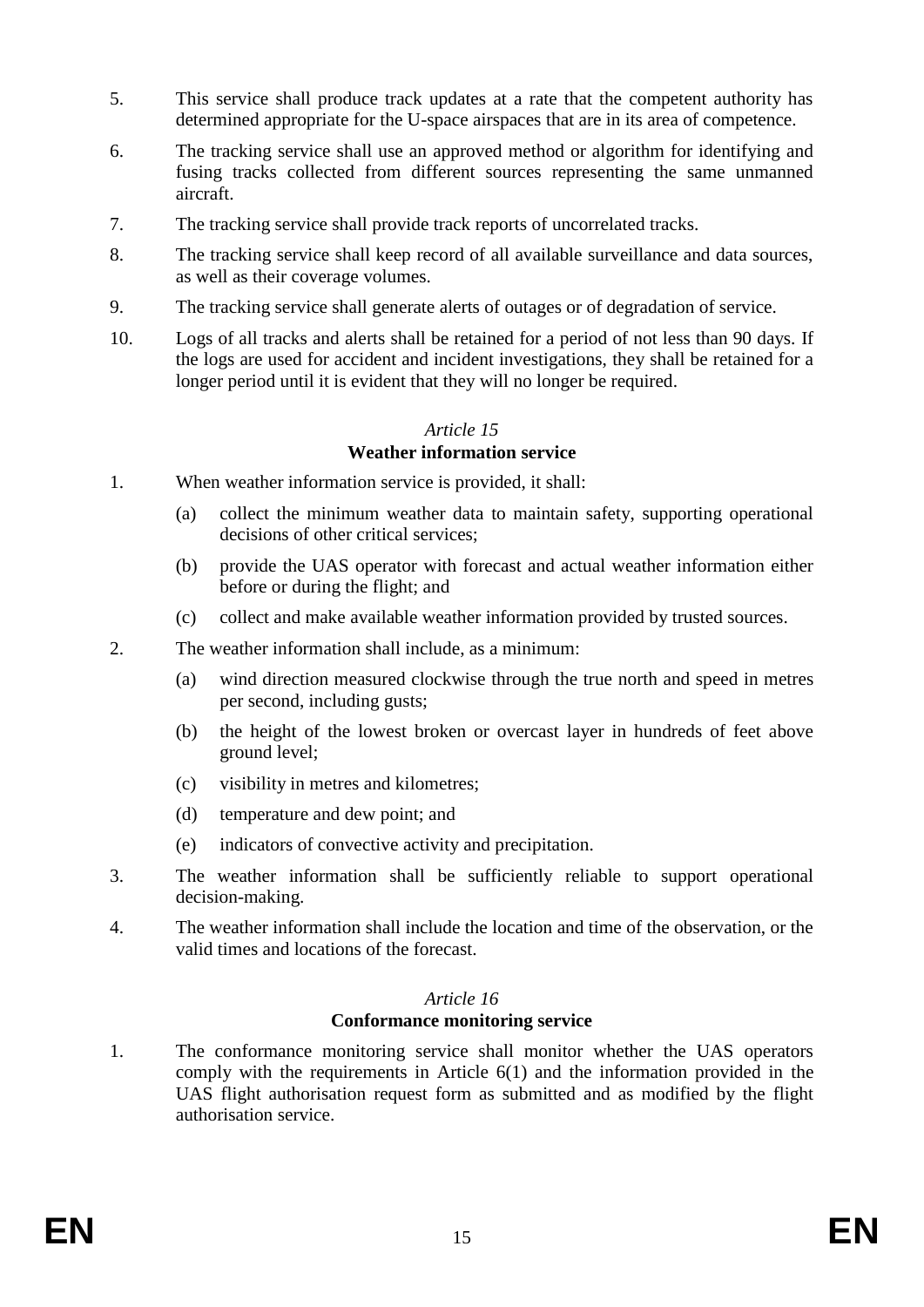5. This service shall produce track updates at a rate that the competent authority has determined appropriate for the U-space airspaces that are in its area of competence.

6. The tracking service shall use an approved method or algorithm for identifying and fusing tracks collected from different sources representing the same unmanned aircraft.

7. The tracking service shall provide track reports of uncorrelated tracks.

8. The tracking service shall keep record of all available surveillance and data sources, as well as their coverage volumes.

9. The tracking service shall generate alerts of outages or of degradation of service.

10. Logs of all tracks and alerts shall be retained for a period of not less than 90 days. If the logs are used for accident and incident investigations, they shall be retained for a longer period until it is evident that they will no longer be required.

*Article 15*

**Weather information service**

1. When weather information service is provided, it shall:

   (a) collect the minimum weather data to maintain safety, supporting operational decisions of other critical services;

   (b) provide the UAS operator with forecast and actual weather information either before or during the flight; and

   (c) collect and make available weather information provided by trusted sources.

2. The weather information shall include, as a minimum:

   (a) wind direction measured clockwise through the true north and speed in metres per second, including gusts;

   (b) the height of the lowest broken or overcast layer in hundreds of feet above ground level;

   (c) visibility in metres and kilometres;

   (d) temperature and dew point; and

   (e) indicators of convective activity and precipitation.

3. The weather information shall be sufficiently reliable to support operational decision-making.

4. The weather information shall include the location and time of the observation, or the valid times and locations of the forecast.

*Article 16*

**Conformance monitoring service**

1. The conformance monitoring service shall monitor whether the UAS operators comply with the requirements in Article 6(1) and the information provided in the UAS flight authorisation request form as submitted and as modified by the flight authorisation service.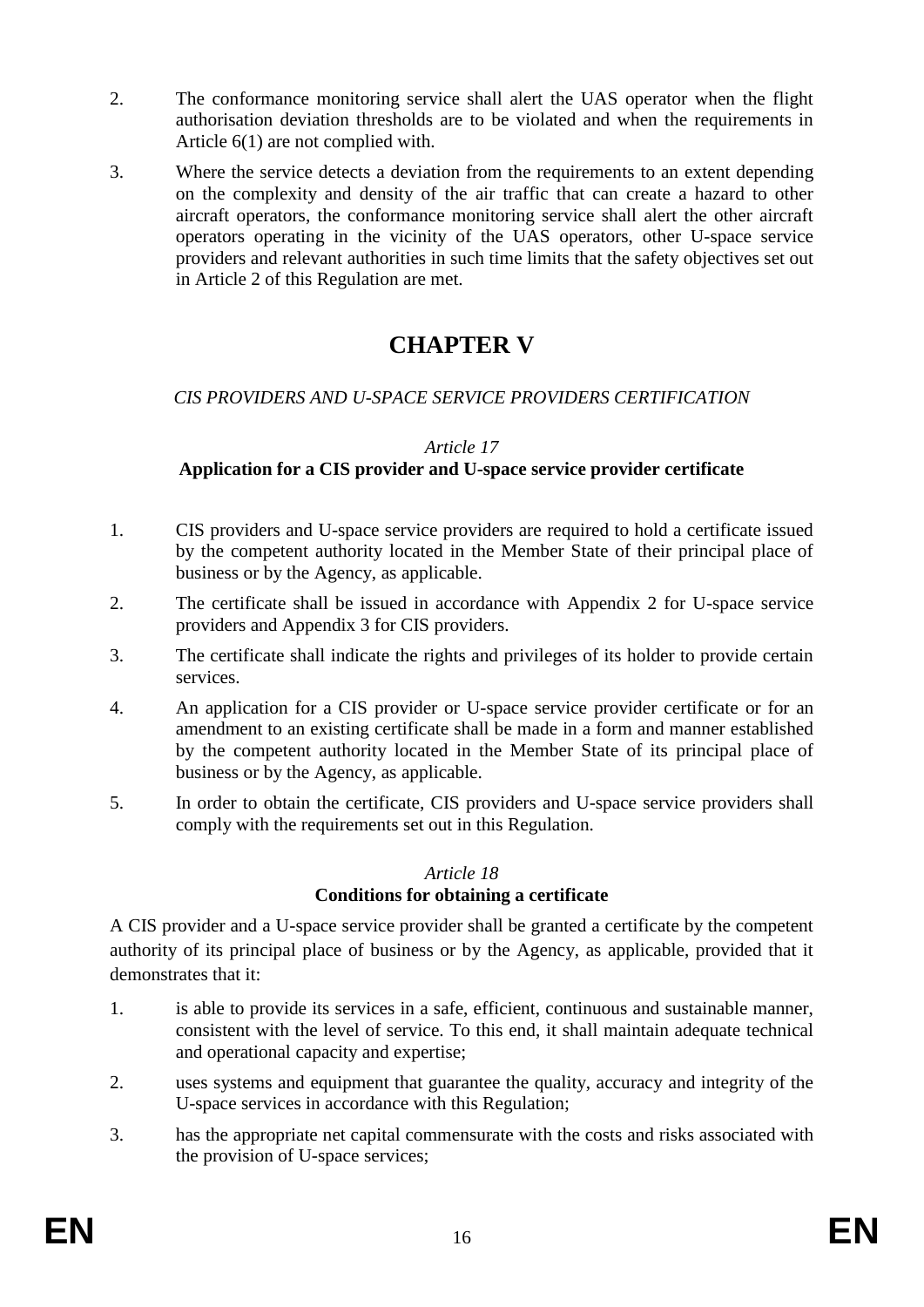2. The conformance monitoring service shall alert the UAS operator when the flight authorisation deviation thresholds are to be violated and when the requirements in Article 6(1) are not complied with.

3. Where the service detects a deviation from the requirements to an extent depending on the complexity and density of the air traffic that can create a hazard to other aircraft operators, the conformance monitoring service shall alert the other aircraft operators operating in the vicinity of the UAS operators, other U-space service providers and relevant authorities in such time limits that the safety objectives set out in Article 2 of this Regulation are met.

# CHAPTER V

*CIS PROVIDERS AND U-SPACE SERVICE PROVIDERS CERTIFICATION*

*Article 17*

**Application for a CIS provider and U-space service provider certificate**

1. CIS providers and U-space service providers are required to hold a certificate issued by the competent authority located in the Member State of their principal place of business or by the Agency, as applicable.

2. The certificate shall be issued in accordance with Appendix 2 for U-space service providers and Appendix 3 for CIS providers.

3. The certificate shall indicate the rights and privileges of its holder to provide certain services.

4. An application for a CIS provider or U-space service provider certificate or for an amendment to an existing certificate shall be made in a form and manner established by the competent authority located in the Member State of its principal place of business or by the Agency, as applicable.

5. In order to obtain the certificate, CIS providers and U-space service providers shall comply with the requirements set out in this Regulation.

*Article 18*

**Conditions for obtaining a certificate**

A CIS provider and a U-space service provider shall be granted a certificate by the competent authority of its principal place of business or by the Agency, as applicable, provided that it demonstrates that it:

1. is able to provide its services in a safe, efficient, continuous and sustainable manner, consistent with the level of service. To this end, it shall maintain adequate technical and operational capacity and expertise;

2. uses systems and equipment that guarantee the quality, accuracy and integrity of the U-space services in accordance with this Regulation;

3. has the appropriate net capital commensurate with the costs and risks associated with the provision of U-space services;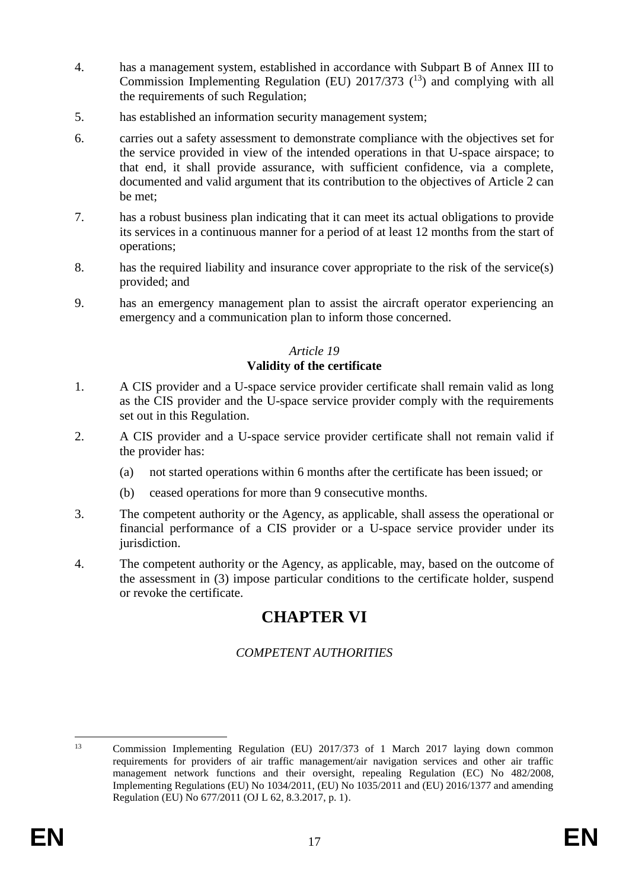4. has a management system, established in accordance with Subpart B of Annex III to Commission Implementing Regulation (EU) 2017/373 ([13]) and complying with all the requirements of such Regulation;

5. has established an information security management system;

6. carries out a safety assessment to demonstrate compliance with the objectives set for the service provided in view of the intended operations in that U-space airspace; to that end, it shall provide assurance, with sufficient confidence, via a complete, documented and valid argument that its contribution to the objectives of Article 2 can be met;

7. has a robust business plan indicating that it can meet its actual obligations to provide its services in a continuous manner for a period of at least 12 months from the start of operations;

8. has the required liability and insurance cover appropriate to the risk of the service(s) provided; and

9. has an emergency management plan to assist the aircraft operator experiencing an emergency and a communication plan to inform those concerned.

### *Article 19*
### **Validity of the certificate**

1. A CIS provider and a U-space service provider certificate shall remain valid as long as the CIS provider and the U-space service provider comply with the requirements set out in this Regulation.

2. A CIS provider and a U-space service provider certificate shall not remain valid if the provider has:

   (a) not started operations within 6 months after the certificate has been issued; or

   (b) ceased operations for more than 9 consecutive months.

3. The competent authority or the Agency, as applicable, shall assess the operational or financial performance of a CIS provider or a U-space service provider under its jurisdiction.

4. The competent authority or the Agency, as applicable, may, based on the outcome of the assessment in (3) impose particular conditions to the certificate holder, suspend or revoke the certificate.

# **CHAPTER VI**

### *COMPETENT AUTHORITIES*

---

[13] Commission Implementing Regulation (EU) 2017/373 of 1 March 2017 laying down common requirements for providers of air traffic management/air navigation services and other air traffic management network functions and their oversight, repealing Regulation (EC) No 482/2008, Implementing Regulations (EU) No 1034/2011, (EU) No 1035/2011 and (EU) 2016/1377 and amending Regulation (EU) No 677/2011 (OJ L 62, 8.3.2017, p. 1).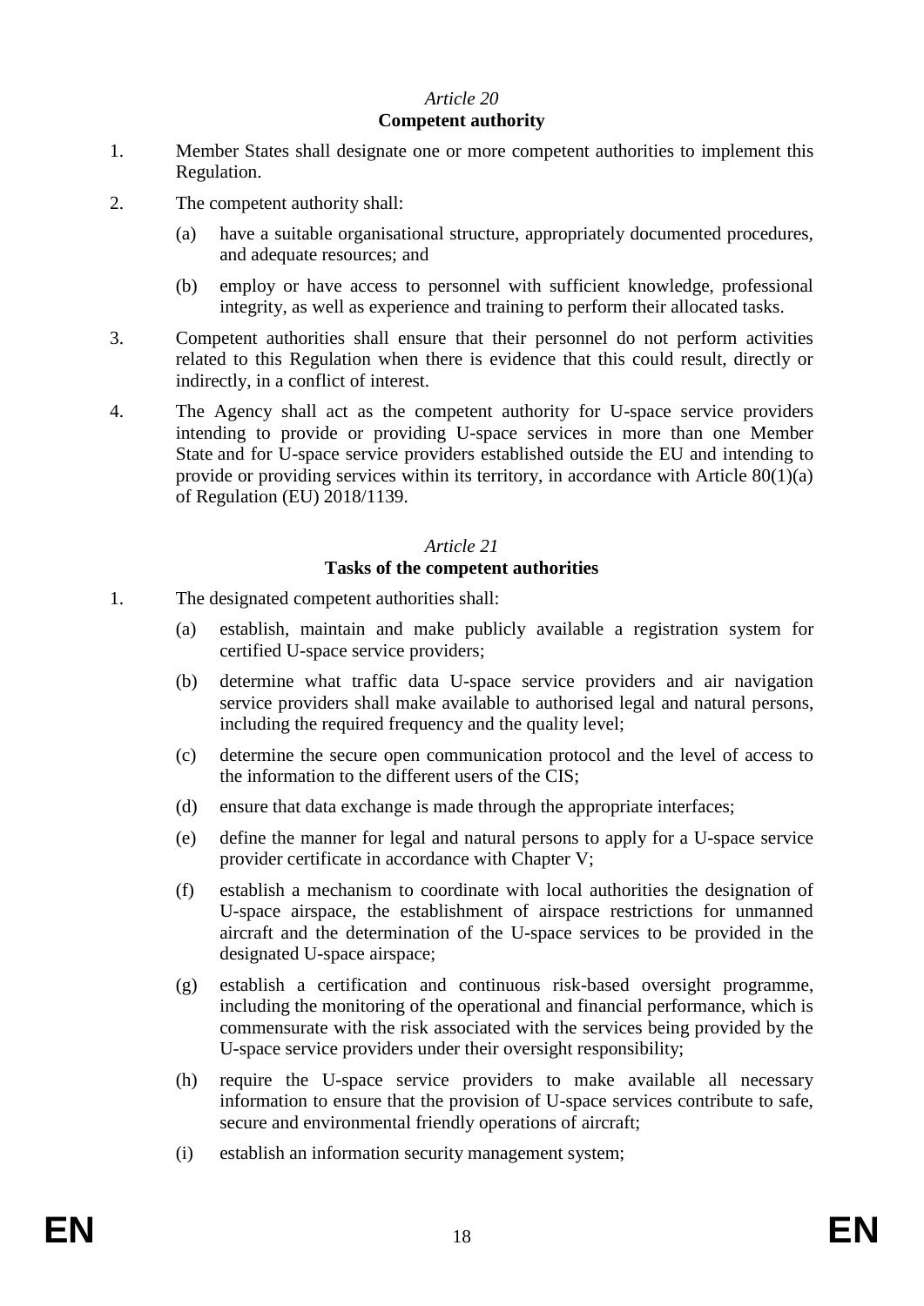*Article 20*

**Competent authority**

1. Member States shall designate one or more competent authorities to implement this Regulation.

2. The competent authority shall:

   (a) have a suitable organisational structure, appropriately documented procedures, and adequate resources; and

   (b) employ or have access to personnel with sufficient knowledge, professional integrity, as well as experience and training to perform their allocated tasks.

3. Competent authorities shall ensure that their personnel do not perform activities related to this Regulation when there is evidence that this could result, directly or indirectly, in a conflict of interest.

4. The Agency shall act as the competent authority for U-space service providers intending to provide or providing U-space services in more than one Member State and for U-space service providers established outside the EU and intending to provide or providing services within its territory, in accordance with Article 80(1)(a) of Regulation (EU) 2018/1139.

*Article 21*

**Tasks of the competent authorities**

1. The designated competent authorities shall:

   (a) establish, maintain and make publicly available a registration system for certified U-space service providers;

   (b) determine what traffic data U-space service providers and air navigation service providers shall make available to authorised legal and natural persons, including the required frequency and the quality level;

   (c) determine the secure open communication protocol and the level of access to the information to the different users of the CIS;

   (d) ensure that data exchange is made through the appropriate interfaces;

   (e) define the manner for legal and natural persons to apply for a U-space service provider certificate in accordance with Chapter V;

   (f) establish a mechanism to coordinate with local authorities the designation of U-space airspace, the establishment of airspace restrictions for unmanned aircraft and the determination of the U-space services to be provided in the designated U-space airspace;

   (g) establish a certification and continuous risk-based oversight programme, including the monitoring of the operational and financial performance, which is commensurate with the risk associated with the services being provided by the U-space service providers under their oversight responsibility;

   (h) require the U-space service providers to make available all necessary information to ensure that the provision of U-space services contribute to safe, secure and environmental friendly operations of aircraft;

   (i) establish an information security management system;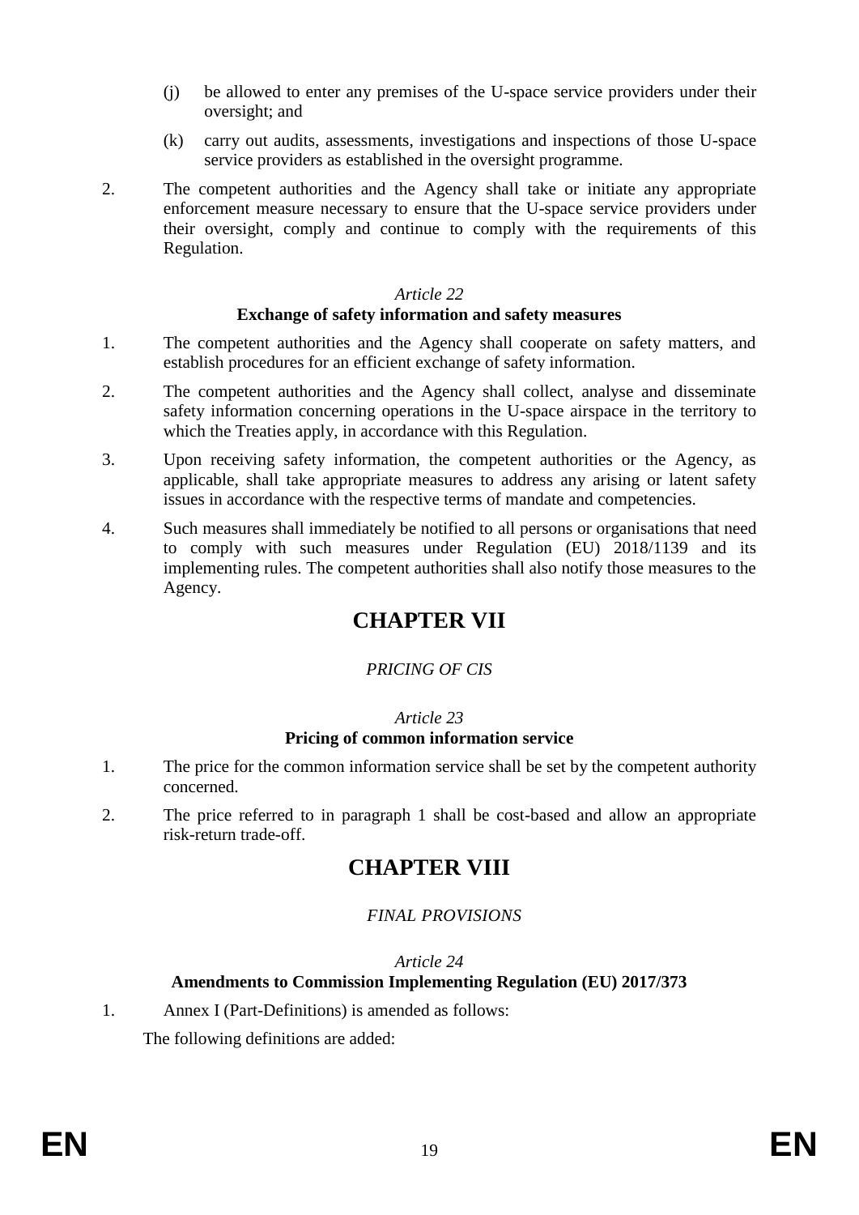(j) be allowed to enter any premises of the U-space service providers under their oversight; and

(k) carry out audits, assessments, investigations and inspections of those U-space service providers as established in the oversight programme.

2. The competent authorities and the Agency shall take or initiate any appropriate enforcement measure necessary to ensure that the U-space service providers under their oversight, comply and continue to comply with the requirements of this Regulation.

*Article 22*

**Exchange of safety information and safety measures**

1. The competent authorities and the Agency shall cooperate on safety matters, and establish procedures for an efficient exchange of safety information.

2. The competent authorities and the Agency shall collect, analyse and disseminate safety information concerning operations in the U-space airspace in the territory to which the Treaties apply, in accordance with this Regulation.

3. Upon receiving safety information, the competent authorities or the Agency, as applicable, shall take appropriate measures to address any arising or latent safety issues in accordance with the respective terms of mandate and competencies.

4. Such measures shall immediately be notified to all persons or organisations that need to comply with such measures under Regulation (EU) 2018/1139 and its implementing rules. The competent authorities shall also notify those measures to the Agency.

# CHAPTER VII

*PRICING OF CIS*

*Article 23*

**Pricing of common information service**

1. The price for the common information service shall be set by the competent authority concerned.

2. The price referred to in paragraph 1 shall be cost-based and allow an appropriate risk-return trade-off.

# CHAPTER VIII

*FINAL PROVISIONS*

*Article 24*

**Amendments to Commission Implementing Regulation (EU) 2017/373**

1. Annex I (Part-Definitions) is amended as follows:

The following definitions are added: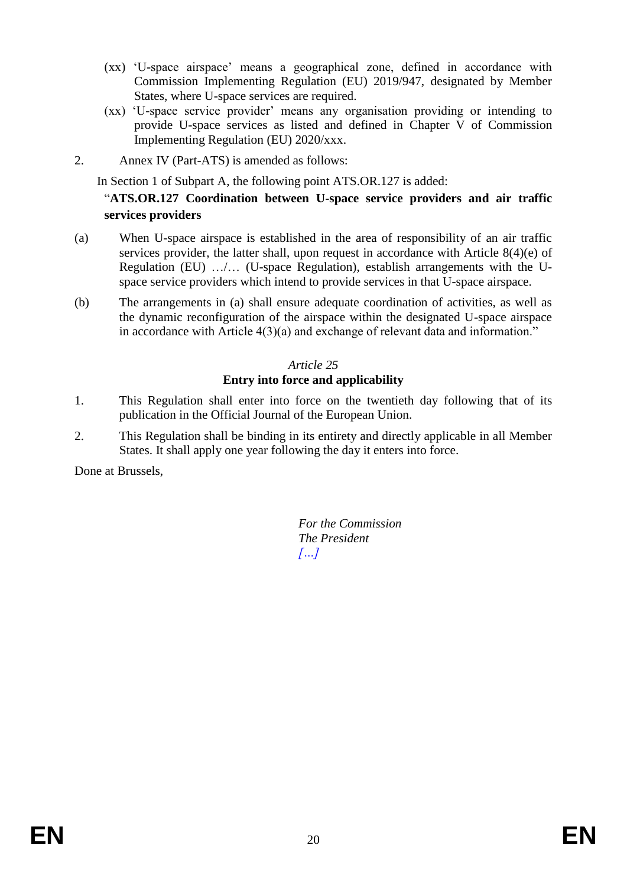(xx) 'U-space airspace' means a geographical zone, defined in accordance with Commission Implementing Regulation (EU) 2019/947, designated by Member States, where U-space services are required.

(xx) 'U-space service provider' means any organisation providing or intending to provide U-space services as listed and defined in Chapter V of Commission Implementing Regulation (EU) 2020/xxx.

2. Annex IV (Part-ATS) is amended as follows:

In Section 1 of Subpart A, the following point ATS.OR.127 is added:

"**ATS.OR.127 Coordination between U-space service providers and air traffic services providers**

(a) When U-space airspace is established in the area of responsibility of an air traffic services provider, the latter shall, upon request in accordance with Article 8(4)(e) of Regulation (EU) …/… (U-space Regulation), establish arrangements with the U-space service providers which intend to provide services in that U-space airspace.

(b) The arrangements in (a) shall ensure adequate coordination of activities, as well as the dynamic reconfiguration of the airspace within the designated U-space airspace in accordance with Article 4(3)(a) and exchange of relevant data and information."

*Article 25*

**Entry into force and applicability**

1. This Regulation shall enter into force on the twentieth day following that of its publication in the Official Journal of the European Union.

2. This Regulation shall be binding in its entirety and directly applicable in all Member States. It shall apply one year following the day it enters into force.

Done at Brussels,

*For the Commission*
*The President*
*[…]*